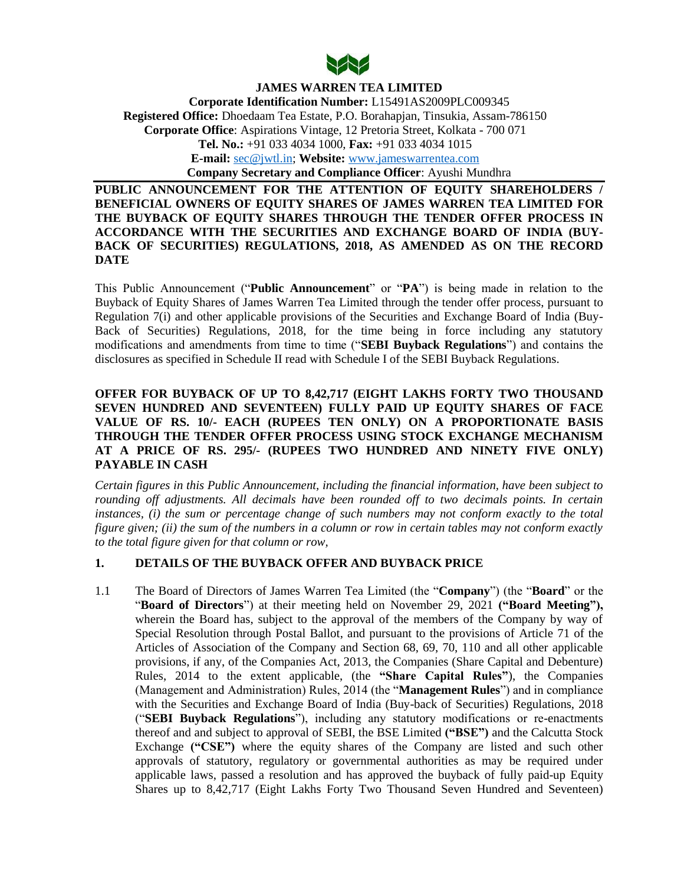# JAMES WARREN TEA LIMITED

**Corporate Identification Number:** L15491AS2009PLC009345
**Registered Office:** Dhoedaam Tea Estate, P.O. Borahapjan, Tinsukia, Assam-786150
**Corporate Office**: Aspirations Vintage, 12 Pretoria Street, Kolkata - 700 071
**Tel. No.:** +91 033 4034 1000, **Fax:** +91 033 4034 1015
**E-mail:** sec@jwtl.in; **Website:** www.jameswarrentea.com
**Company Secretary and Compliance Officer**: Ayushi Mundhra

**PUBLIC ANNOUNCEMENT FOR THE ATTENTION OF EQUITY SHAREHOLDERS / BENEFICIAL OWNERS OF EQUITY SHARES OF JAMES WARREN TEA LIMITED FOR THE BUYBACK OF EQUITY SHARES THROUGH THE TENDER OFFER PROCESS IN ACCORDANCE WITH THE SECURITIES AND EXCHANGE BOARD OF INDIA (BUY-BACK OF SECURITIES) REGULATIONS, 2018, AS AMENDED AS ON THE RECORD DATE**

This Public Announcement ("**Public Announcement**" or "**PA**") is being made in relation to the Buyback of Equity Shares of James Warren Tea Limited through the tender offer process, pursuant to Regulation 7(i) and other applicable provisions of the Securities and Exchange Board of India (Buy-Back of Securities) Regulations, 2018, for the time being in force including any statutory modifications and amendments from time to time ("**SEBI Buyback Regulations**") and contains the disclosures as specified in Schedule II read with Schedule I of the SEBI Buyback Regulations.

**OFFER FOR BUYBACK OF UP TO 8,42,717 (EIGHT LAKHS FORTY TWO THOUSAND SEVEN HUNDRED AND SEVENTEEN) FULLY PAID UP EQUITY SHARES OF FACE VALUE OF RS. 10/- EACH (RUPEES TEN ONLY) ON A PROPORTIONATE BASIS THROUGH THE TENDER OFFER PROCESS USING STOCK EXCHANGE MECHANISM AT A PRICE OF RS. 295/- (RUPEES TWO HUNDRED AND NINETY FIVE ONLY) PAYABLE IN CASH**

*Certain figures in this Public Announcement, including the financial information, have been subject to rounding off adjustments. All decimals have been rounded off to two decimals points. In certain instances, (i) the sum or percentage change of such numbers may not conform exactly to the total figure given; (ii) the sum of the numbers in a column or row in certain tables may not conform exactly to the total figure given for that column or row,*

## 1. DETAILS OF THE BUYBACK OFFER AND BUYBACK PRICE

1.1 The Board of Directors of James Warren Tea Limited (the "**Company**") (the "**Board**" or the "**Board of Directors**") at their meeting held on November 29, 2021 **("Board Meeting"),** wherein the Board has, subject to the approval of the members of the Company by way of Special Resolution through Postal Ballot, and pursuant to the provisions of Article 71 of the Articles of Association of the Company and Section 68, 69, 70, 110 and all other applicable provisions, if any, of the Companies Act, 2013, the Companies (Share Capital and Debenture) Rules, 2014 to the extent applicable, (the **"Share Capital Rules"**), the Companies (Management and Administration) Rules, 2014 (the "**Management Rules**") and in compliance with the Securities and Exchange Board of India (Buy-back of Securities) Regulations, 2018 ("**SEBI Buyback Regulations**"), including any statutory modifications or re-enactments thereof and and subject to approval of SEBI, the BSE Limited **("BSE")** and the Calcutta Stock Exchange **("CSE")** where the equity shares of the Company are listed and such other approvals of statutory, regulatory or governmental authorities as may be required under applicable laws, passed a resolution and has approved the buyback of fully paid-up Equity Shares up to 8,42,717 (Eight Lakhs Forty Two Thousand Seven Hundred and Seventeen)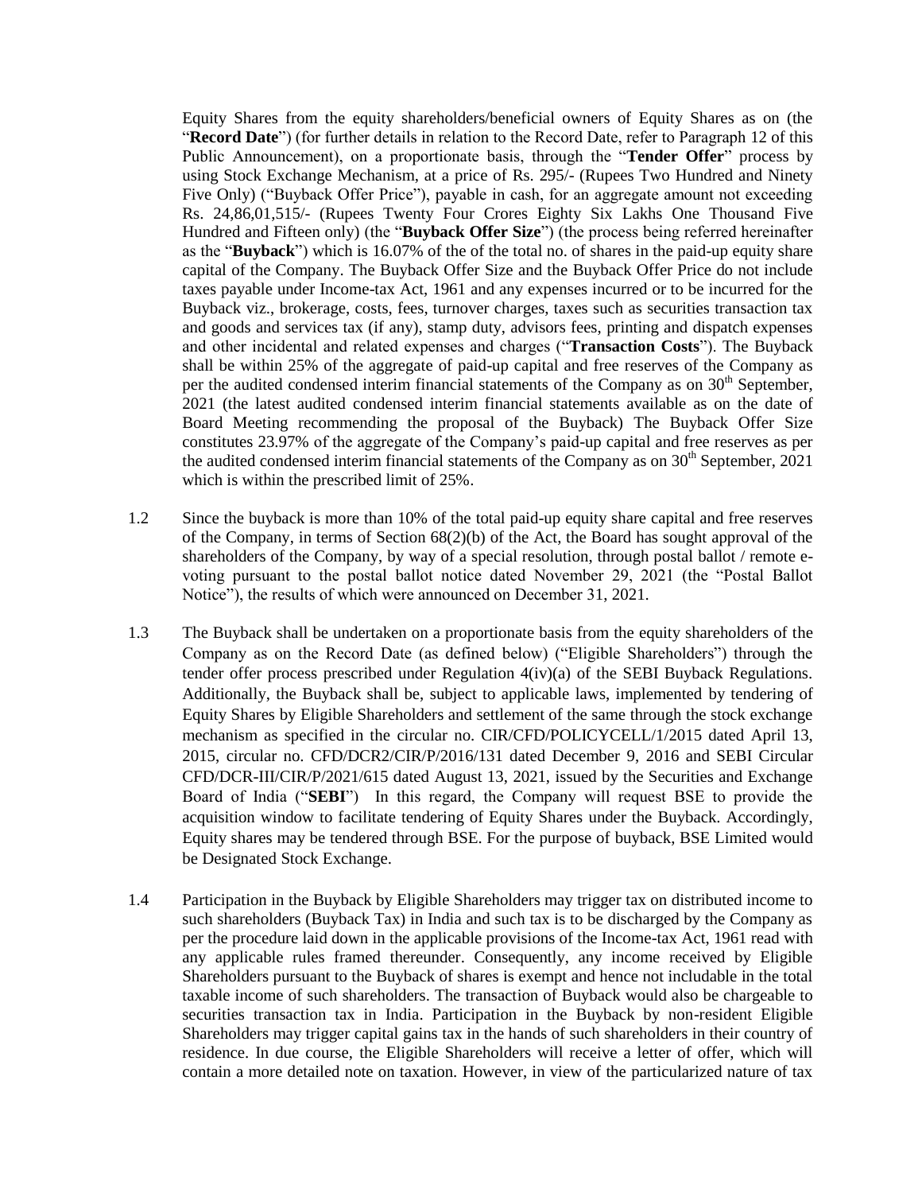Equity Shares from the equity shareholders/beneficial owners of Equity Shares as on (the "**Record Date**") (for further details in relation to the Record Date, refer to Paragraph 12 of this Public Announcement), on a proportionate basis, through the "**Tender Offer**" process by using Stock Exchange Mechanism, at a price of Rs. 295/- (Rupees Two Hundred and Ninety Five Only) ("Buyback Offer Price"), payable in cash, for an aggregate amount not exceeding Rs. 24,86,01,515/- (Rupees Twenty Four Crores Eighty Six Lakhs One Thousand Five Hundred and Fifteen only) (the "**Buyback Offer Size**") (the process being referred hereinafter as the "**Buyback**") which is 16.07% of the of the total no. of shares in the paid-up equity share capital of the Company. The Buyback Offer Size and the Buyback Offer Price do not include taxes payable under Income-tax Act, 1961 and any expenses incurred or to be incurred for the Buyback viz., brokerage, costs, fees, turnover charges, taxes such as securities transaction tax and goods and services tax (if any), stamp duty, advisors fees, printing and dispatch expenses and other incidental and related expenses and charges ("**Transaction Costs**"). The Buyback shall be within 25% of the aggregate of paid-up capital and free reserves of the Company as per the audited condensed interim financial statements of the Company as on 30th September, 2021 (the latest audited condensed interim financial statements available as on the date of Board Meeting recommending the proposal of the Buyback) The Buyback Offer Size constitutes 23.97% of the aggregate of the Company's paid-up capital and free reserves as per the audited condensed interim financial statements of the Company as on 30th September, 2021 which is within the prescribed limit of 25%.

1.2 Since the buyback is more than 10% of the total paid-up equity share capital and free reserves of the Company, in terms of Section 68(2)(b) of the Act, the Board has sought approval of the shareholders of the Company, by way of a special resolution, through postal ballot / remote e-voting pursuant to the postal ballot notice dated November 29, 2021 (the "Postal Ballot Notice"), the results of which were announced on December 31, 2021.

1.3 The Buyback shall be undertaken on a proportionate basis from the equity shareholders of the Company as on the Record Date (as defined below) ("Eligible Shareholders") through the tender offer process prescribed under Regulation 4(iv)(a) of the SEBI Buyback Regulations. Additionally, the Buyback shall be, subject to applicable laws, implemented by tendering of Equity Shares by Eligible Shareholders and settlement of the same through the stock exchange mechanism as specified in the circular no. CIR/CFD/POLICYCELL/1/2015 dated April 13, 2015, circular no. CFD/DCR2/CIR/P/2016/131 dated December 9, 2016 and SEBI Circular CFD/DCR-III/CIR/P/2021/615 dated August 13, 2021, issued by the Securities and Exchange Board of India ("**SEBI**") In this regard, the Company will request BSE to provide the acquisition window to facilitate tendering of Equity Shares under the Buyback. Accordingly, Equity shares may be tendered through BSE. For the purpose of buyback, BSE Limited would be Designated Stock Exchange.

1.4 Participation in the Buyback by Eligible Shareholders may trigger tax on distributed income to such shareholders (Buyback Tax) in India and such tax is to be discharged by the Company as per the procedure laid down in the applicable provisions of the Income-tax Act, 1961 read with any applicable rules framed thereunder. Consequently, any income received by Eligible Shareholders pursuant to the Buyback of shares is exempt and hence not includable in the total taxable income of such shareholders. The transaction of Buyback would also be chargeable to securities transaction tax in India. Participation in the Buyback by non-resident Eligible Shareholders may trigger capital gains tax in the hands of such shareholders in their country of residence. In due course, the Eligible Shareholders will receive a letter of offer, which will contain a more detailed note on taxation. However, in view of the particularized nature of tax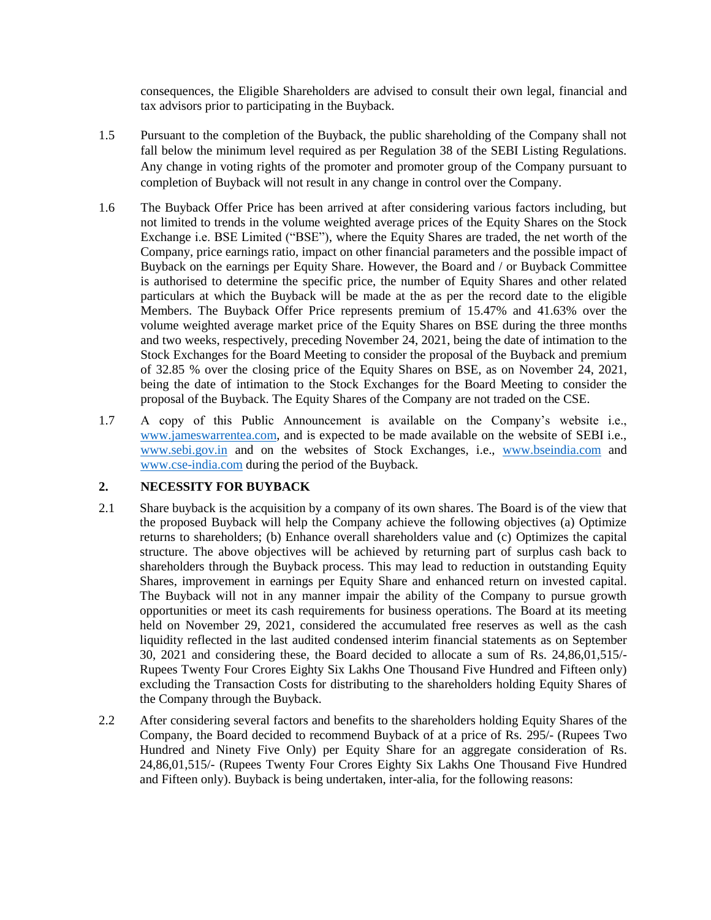consequences, the Eligible Shareholders are advised to consult their own legal, financial and tax advisors prior to participating in the Buyback.

1.5 Pursuant to the completion of the Buyback, the public shareholding of the Company shall not fall below the minimum level required as per Regulation 38 of the SEBI Listing Regulations. Any change in voting rights of the promoter and promoter group of the Company pursuant to completion of Buyback will not result in any change in control over the Company.

1.6 The Buyback Offer Price has been arrived at after considering various factors including, but not limited to trends in the volume weighted average prices of the Equity Shares on the Stock Exchange i.e. BSE Limited ("BSE"), where the Equity Shares are traded, the net worth of the Company, price earnings ratio, impact on other financial parameters and the possible impact of Buyback on the earnings per Equity Share. However, the Board and / or Buyback Committee is authorised to determine the specific price, the number of Equity Shares and other related particulars at which the Buyback will be made at the as per the record date to the eligible Members. The Buyback Offer Price represents premium of 15.47% and 41.63% over the volume weighted average market price of the Equity Shares on BSE during the three months and two weeks, respectively, preceding November 24, 2021, being the date of intimation to the Stock Exchanges for the Board Meeting to consider the proposal of the Buyback and premium of 32.85 % over the closing price of the Equity Shares on BSE, as on November 24, 2021, being the date of intimation to the Stock Exchanges for the Board Meeting to consider the proposal of the Buyback. The Equity Shares of the Company are not traded on the CSE.

1.7 A copy of this Public Announcement is available on the Company's website i.e., www.jameswarrentea.com, and is expected to be made available on the website of SEBI i.e., www.sebi.gov.in and on the websites of Stock Exchanges, i.e., www.bseindia.com and www.cse-india.com during the period of the Buyback.

## 2. NECESSITY FOR BUYBACK

2.1 Share buyback is the acquisition by a company of its own shares. The Board is of the view that the proposed Buyback will help the Company achieve the following objectives (a) Optimize returns to shareholders; (b) Enhance overall shareholders value and (c) Optimizes the capital structure. The above objectives will be achieved by returning part of surplus cash back to shareholders through the Buyback process. This may lead to reduction in outstanding Equity Shares, improvement in earnings per Equity Share and enhanced return on invested capital. The Buyback will not in any manner impair the ability of the Company to pursue growth opportunities or meet its cash requirements for business operations. The Board at its meeting held on November 29, 2021, considered the accumulated free reserves as well as the cash liquidity reflected in the last audited condensed interim financial statements as on September 30, 2021 and considering these, the Board decided to allocate a sum of Rs. 24,86,01,515/- Rupees Twenty Four Crores Eighty Six Lakhs One Thousand Five Hundred and Fifteen only) excluding the Transaction Costs for distributing to the shareholders holding Equity Shares of the Company through the Buyback.

2.2 After considering several factors and benefits to the shareholders holding Equity Shares of the Company, the Board decided to recommend Buyback of at a price of Rs. 295/- (Rupees Two Hundred and Ninety Five Only) per Equity Share for an aggregate consideration of Rs. 24,86,01,515/- (Rupees Twenty Four Crores Eighty Six Lakhs One Thousand Five Hundred and Fifteen only). Buyback is being undertaken, inter-alia, for the following reasons: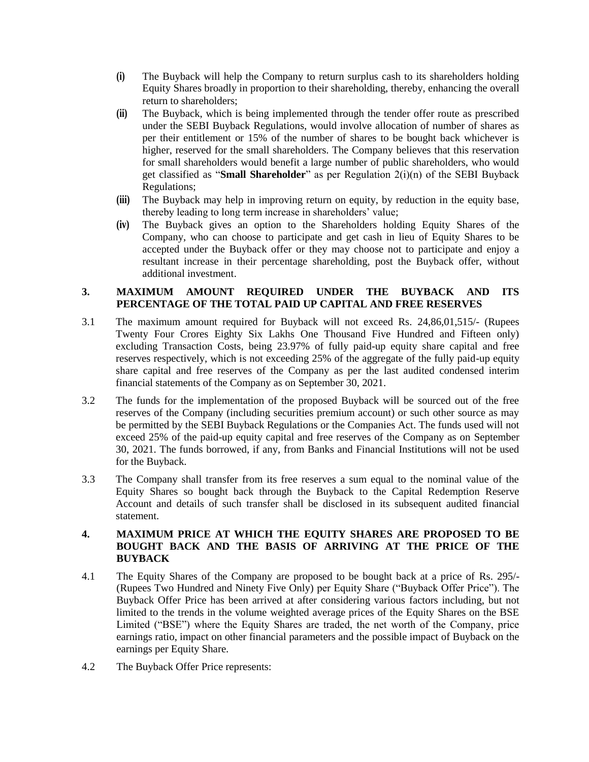**(i)** The Buyback will help the Company to return surplus cash to its shareholders holding Equity Shares broadly in proportion to their shareholding, thereby, enhancing the overall return to shareholders;

**(ii)** The Buyback, which is being implemented through the tender offer route as prescribed under the SEBI Buyback Regulations, would involve allocation of number of shares as per their entitlement or 15% of the number of shares to be bought back whichever is higher, reserved for the small shareholders. The Company believes that this reservation for small shareholders would benefit a large number of public shareholders, who would get classified as "**Small Shareholder**" as per Regulation 2(i)(n) of the SEBI Buyback Regulations;

**(iii)** The Buyback may help in improving return on equity, by reduction in the equity base, thereby leading to long term increase in shareholders' value;

**(iv)** The Buyback gives an option to the Shareholders holding Equity Shares of the Company, who can choose to participate and get cash in lieu of Equity Shares to be accepted under the Buyback offer or they may choose not to participate and enjoy a resultant increase in their percentage shareholding, post the Buyback offer, without additional investment.

## 3. MAXIMUM AMOUNT REQUIRED UNDER THE BUYBACK AND ITS PERCENTAGE OF THE TOTAL PAID UP CAPITAL AND FREE RESERVES

3.1 The maximum amount required for Buyback will not exceed Rs. 24,86,01,515/- (Rupees Twenty Four Crores Eighty Six Lakhs One Thousand Five Hundred and Fifteen only) excluding Transaction Costs, being 23.97% of fully paid-up equity share capital and free reserves respectively, which is not exceeding 25% of the aggregate of the fully paid-up equity share capital and free reserves of the Company as per the last audited condensed interim financial statements of the Company as on September 30, 2021.

3.2 The funds for the implementation of the proposed Buyback will be sourced out of the free reserves of the Company (including securities premium account) or such other source as may be permitted by the SEBI Buyback Regulations or the Companies Act. The funds used will not exceed 25% of the paid-up equity capital and free reserves of the Company as on September 30, 2021. The funds borrowed, if any, from Banks and Financial Institutions will not be used for the Buyback.

3.3 The Company shall transfer from its free reserves a sum equal to the nominal value of the Equity Shares so bought back through the Buyback to the Capital Redemption Reserve Account and details of such transfer shall be disclosed in its subsequent audited financial statement.

## 4. MAXIMUM PRICE AT WHICH THE EQUITY SHARES ARE PROPOSED TO BE BOUGHT BACK AND THE BASIS OF ARRIVING AT THE PRICE OF THE BUYBACK

4.1 The Equity Shares of the Company are proposed to be bought back at a price of Rs. 295/- (Rupees Two Hundred and Ninety Five Only) per Equity Share ("Buyback Offer Price"). The Buyback Offer Price has been arrived at after considering various factors including, but not limited to the trends in the volume weighted average prices of the Equity Shares on the BSE Limited ("BSE") where the Equity Shares are traded, the net worth of the Company, price earnings ratio, impact on other financial parameters and the possible impact of Buyback on the earnings per Equity Share.

4.2 The Buyback Offer Price represents: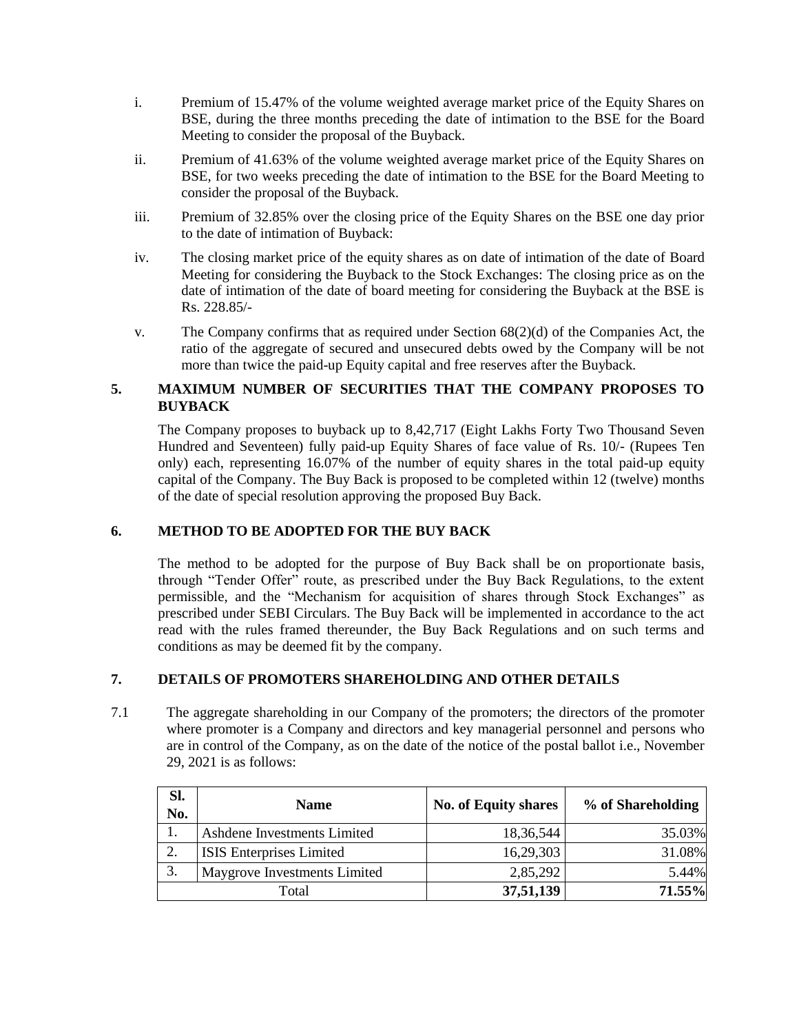i. Premium of 15.47% of the volume weighted average market price of the Equity Shares on BSE, during the three months preceding the date of intimation to the BSE for the Board Meeting to consider the proposal of the Buyback.

ii. Premium of 41.63% of the volume weighted average market price of the Equity Shares on BSE, for two weeks preceding the date of intimation to the BSE for the Board Meeting to consider the proposal of the Buyback.

iii. Premium of 32.85% over the closing price of the Equity Shares on the BSE one day prior to the date of intimation of Buyback:

iv. The closing market price of the equity shares as on date of intimation of the date of Board Meeting for considering the Buyback to the Stock Exchanges: The closing price as on the date of intimation of the date of board meeting for considering the Buyback at the BSE is Rs. 228.85/-

v. The Company confirms that as required under Section 68(2)(d) of the Companies Act, the ratio of the aggregate of secured and unsecured debts owed by the Company will be not more than twice the paid-up Equity capital and free reserves after the Buyback.

## 5. MAXIMUM NUMBER OF SECURITIES THAT THE COMPANY PROPOSES TO BUYBACK

The Company proposes to buyback up to 8,42,717 (Eight Lakhs Forty Two Thousand Seven Hundred and Seventeen) fully paid-up Equity Shares of face value of Rs. 10/- (Rupees Ten only) each, representing 16.07% of the number of equity shares in the total paid-up equity capital of the Company. The Buy Back is proposed to be completed within 12 (twelve) months of the date of special resolution approving the proposed Buy Back.

## 6. METHOD TO BE ADOPTED FOR THE BUY BACK

The method to be adopted for the purpose of Buy Back shall be on proportionate basis, through "Tender Offer" route, as prescribed under the Buy Back Regulations, to the extent permissible, and the "Mechanism for acquisition of shares through Stock Exchanges" as prescribed under SEBI Circulars. The Buy Back will be implemented in accordance to the act read with the rules framed thereunder, the Buy Back Regulations and on such terms and conditions as may be deemed fit by the company.

## 7. DETAILS OF PROMOTERS SHAREHOLDING AND OTHER DETAILS

7.1 The aggregate shareholding in our Company of the promoters; the directors of the promoter where promoter is a Company and directors and key managerial personnel and persons who are in control of the Company, as on the date of the notice of the postal ballot i.e., November 29, 2021 is as follows:

| Sl. No. | Name | No. of Equity shares | % of Shareholding |
|---|---|---|---|
| 1. | Ashdene Investments Limited | 18,36,544 | 35.03% |
| 2. | ISIS Enterprises Limited | 16,29,303 | 31.08% |
| 3. | Maygrove Investments Limited | 2,85,292 | 5.44% |
| | Total | **37,51,139** | **71.55%** |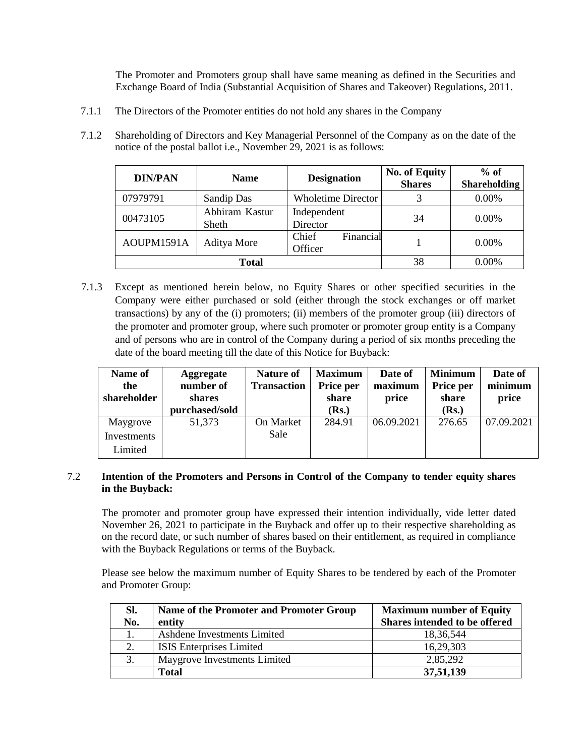The Promoter and Promoters group shall have same meaning as defined in the Securities and Exchange Board of India (Substantial Acquisition of Shares and Takeover) Regulations, 2011.

7.1.1 The Directors of the Promoter entities do not hold any shares in the Company

7.1.2 Shareholding of Directors and Key Managerial Personnel of the Company as on the date of the notice of the postal ballot i.e., November 29, 2021 is as follows:

| DIN/PAN | Name | Designation | No. of Equity Shares | % of Shareholding |
|---|---|---|---|---|
| 07979791 | Sandip Das | Wholetime Director | 3 | 0.00% |
| 00473105 | Abhiram Kastur Sheth | Independent Director | 34 | 0.00% |
| AOUPM1591A | Aditya More | Chief Financial Officer | 1 | 0.00% |
| Total | | | 38 | 0.00% |

7.1.3 Except as mentioned herein below, no Equity Shares or other specified securities in the Company were either purchased or sold (either through the stock exchanges or off market transactions) by any of the (i) promoters; (ii) members of the promoter group (iii) directors of the promoter and promoter group, where such promoter or promoter group entity is a Company and of persons who are in control of the Company during a period of six months preceding the date of the board meeting till the date of this Notice for Buyback:

| Name of the shareholder | Aggregate number of shares purchased/sold | Nature of Transaction | Maximum Price per share (Rs.) | Date of maximum price | Minimum Price per share (Rs.) | Date of minimum price |
|---|---|---|---|---|---|---|
| Maygrove Investments Limited | 51,373 | On Market Sale | 284.91 | 06.09.2021 | 276.65 | 07.09.2021 |

7.2 **Intention of the Promoters and Persons in Control of the Company to tender equity shares in the Buyback:**

The promoter and promoter group have expressed their intention individually, vide letter dated November 26, 2021 to participate in the Buyback and offer up to their respective shareholding as on the record date, or such number of shares based on their entitlement, as required in compliance with the Buyback Regulations or terms of the Buyback.

Please see below the maximum number of Equity Shares to be tendered by each of the Promoter and Promoter Group:

| Sl. No. | Name of the Promoter and Promoter Group entity | Maximum number of Equity Shares intended to be offered |
|---|---|---|
| 1. | Ashdene Investments Limited | 18,36,544 |
| 2. | ISIS Enterprises Limited | 16,29,303 |
| 3. | Maygrove Investments Limited | 2,85,292 |
| | **Total** | **37,51,139** |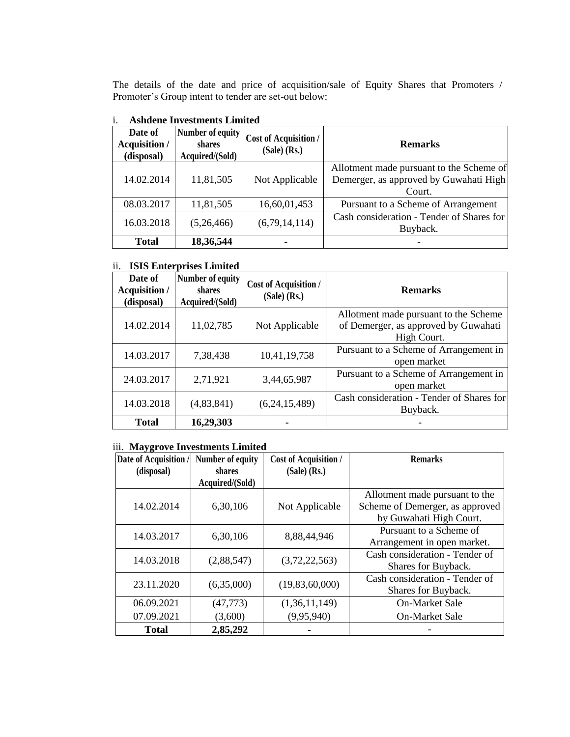The details of the date and price of acquisition/sale of Equity Shares that Promoters / Promoter's Group intent to tender are set-out below:

i. **Ashdene Investments Limited**

| Date of Acquisition / (disposal) | Number of equity shares Acquired/(Sold) | Cost of Acquisition / (Sale) (Rs.) | Remarks |
|---|---|---|---|
| 14.02.2014 | 11,81,505 | Not Applicable | Allotment made pursuant to the Scheme of Demerger, as approved by Guwahati High Court. |
| 08.03.2017 | 11,81,505 | 16,60,01,453 | Pursuant to a Scheme of Arrangement |
| 16.03.2018 | (5,26,466) | (6,79,14,114) | Cash consideration - Tender of Shares for Buyback. |
| **Total** | **18,36,544** | **-** | - |

ii. **ISIS Enterprises Limited**

| Date of Acquisition / (disposal) | Number of equity shares Acquired/(Sold) | Cost of Acquisition / (Sale) (Rs.) | Remarks |
|---|---|---|---|
| 14.02.2014 | 11,02,785 | Not Applicable | Allotment made pursuant to the Scheme of Demerger, as approved by Guwahati High Court. |
| 14.03.2017 | 7,38,438 | 10,41,19,758 | Pursuant to a Scheme of Arrangement in open market |
| 24.03.2017 | 2,71,921 | 3,44,65,987 | Pursuant to a Scheme of Arrangement in open market |
| 14.03.2018 | (4,83,841) | (6,24,15,489) | Cash consideration - Tender of Shares for Buyback. |
| **Total** | **16,29,303** | **-** | - |

iii. **Maygrove Investments Limited**

| Date of Acquisition / (disposal) | Number of equity shares Acquired/(Sold) | Cost of Acquisition / (Sale) (Rs.) | Remarks |
|---|---|---|---|
| 14.02.2014 | 6,30,106 | Not Applicable | Allotment made pursuant to the Scheme of Demerger, as approved by Guwahati High Court. |
| 14.03.2017 | 6,30,106 | 8,88,44,946 | Pursuant to a Scheme of Arrangement in open market. |
| 14.03.2018 | (2,88,547) | (3,72,22,563) | Cash consideration - Tender of Shares for Buyback. |
| 23.11.2020 | (6,35,000) | (19,83,60,000) | Cash consideration - Tender of Shares for Buyback. |
| 06.09.2021 | (47,773) | (1,36,11,149) | On-Market Sale |
| 07.09.2021 | (3,600) | (9,95,940) | On-Market Sale |
| **Total** | **2,85,292** | **-** | - |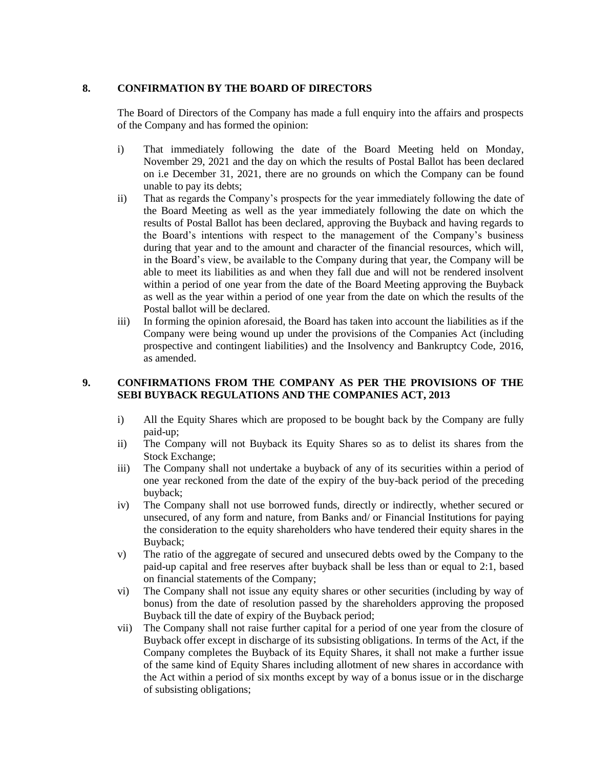## 8. CONFIRMATION BY THE BOARD OF DIRECTORS

The Board of Directors of the Company has made a full enquiry into the affairs and prospects of the Company and has formed the opinion:

i) That immediately following the date of the Board Meeting held on Monday, November 29, 2021 and the day on which the results of Postal Ballot has been declared on i.e December 31, 2021, there are no grounds on which the Company can be found unable to pay its debts;

ii) That as regards the Company's prospects for the year immediately following the date of the Board Meeting as well as the year immediately following the date on which the results of Postal Ballot has been declared, approving the Buyback and having regards to the Board's intentions with respect to the management of the Company's business during that year and to the amount and character of the financial resources, which will, in the Board's view, be available to the Company during that year, the Company will be able to meet its liabilities as and when they fall due and will not be rendered insolvent within a period of one year from the date of the Board Meeting approving the Buyback as well as the year within a period of one year from the date on which the results of the Postal ballot will be declared.

iii) In forming the opinion aforesaid, the Board has taken into account the liabilities as if the Company were being wound up under the provisions of the Companies Act (including prospective and contingent liabilities) and the Insolvency and Bankruptcy Code, 2016, as amended.

## 9. CONFIRMATIONS FROM THE COMPANY AS PER THE PROVISIONS OF THE SEBI BUYBACK REGULATIONS AND THE COMPANIES ACT, 2013

i) All the Equity Shares which are proposed to be bought back by the Company are fully paid-up;

ii) The Company will not Buyback its Equity Shares so as to delist its shares from the Stock Exchange;

iii) The Company shall not undertake a buyback of any of its securities within a period of one year reckoned from the date of the expiry of the buy-back period of the preceding buyback;

iv) The Company shall not use borrowed funds, directly or indirectly, whether secured or unsecured, of any form and nature, from Banks and/ or Financial Institutions for paying the consideration to the equity shareholders who have tendered their equity shares in the Buyback;

v) The ratio of the aggregate of secured and unsecured debts owed by the Company to the paid-up capital and free reserves after buyback shall be less than or equal to 2:1, based on financial statements of the Company;

vi) The Company shall not issue any equity shares or other securities (including by way of bonus) from the date of resolution passed by the shareholders approving the proposed Buyback till the date of expiry of the Buyback period;

vii) The Company shall not raise further capital for a period of one year from the closure of Buyback offer except in discharge of its subsisting obligations. In terms of the Act, if the Company completes the Buyback of its Equity Shares, it shall not make a further issue of the same kind of Equity Shares including allotment of new shares in accordance with the Act within a period of six months except by way of a bonus issue or in the discharge of subsisting obligations;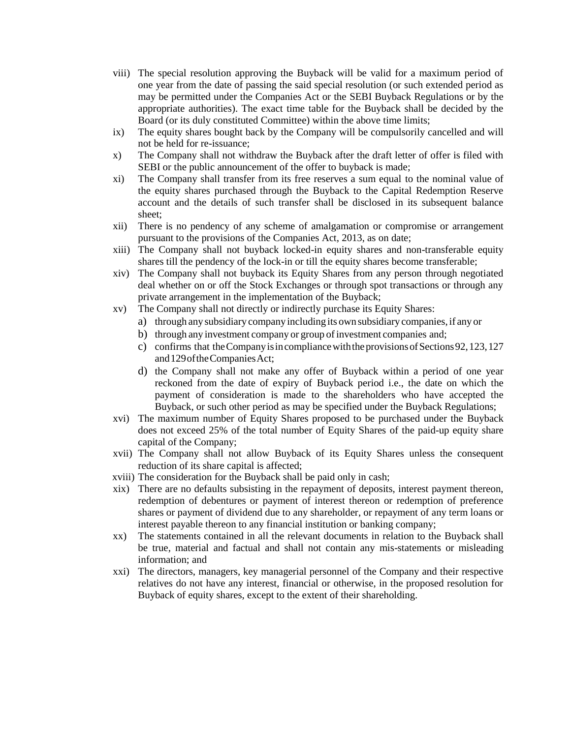viii) The special resolution approving the Buyback will be valid for a maximum period of one year from the date of passing the said special resolution (or such extended period as may be permitted under the Companies Act or the SEBI Buyback Regulations or by the appropriate authorities). The exact time table for the Buyback shall be decided by the Board (or its duly constituted Committee) within the above time limits;

ix) The equity shares bought back by the Company will be compulsorily cancelled and will not be held for re-issuance;

x) The Company shall not withdraw the Buyback after the draft letter of offer is filed with SEBI or the public announcement of the offer to buyback is made;

xi) The Company shall transfer from its free reserves a sum equal to the nominal value of the equity shares purchased through the Buyback to the Capital Redemption Reserve account and the details of such transfer shall be disclosed in its subsequent balance sheet;

xii) There is no pendency of any scheme of amalgamation or compromise or arrangement pursuant to the provisions of the Companies Act, 2013, as on date;

xiii) The Company shall not buyback locked-in equity shares and non-transferable equity shares till the pendency of the lock-in or till the equity shares become transferable;

xiv) The Company shall not buyback its Equity Shares from any person through negotiated deal whether on or off the Stock Exchanges or through spot transactions or through any private arrangement in the implementation of the Buyback;

xv) The Company shall not directly or indirectly purchase its Equity Shares:

   a) through any subsidiary company including its own subsidiary companies, if any or
   b) through any investment company or group of investment companies and;
   c) confirms that the Company is in compliance with the provisions of Sections 92, 123, 127 and 129 of the Companies Act;
   d) the Company shall not make any offer of Buyback within a period of one year reckoned from the date of expiry of Buyback period i.e., the date on which the payment of consideration is made to the shareholders who have accepted the Buyback, or such other period as may be specified under the Buyback Regulations;

xvi) The maximum number of Equity Shares proposed to be purchased under the Buyback does not exceed 25% of the total number of Equity Shares of the paid-up equity share capital of the Company;

xvii) The Company shall not allow Buyback of its Equity Shares unless the consequent reduction of its share capital is affected;

xviii) The consideration for the Buyback shall be paid only in cash;

xix) There are no defaults subsisting in the repayment of deposits, interest payment thereon, redemption of debentures or payment of interest thereon or redemption of preference shares or payment of dividend due to any shareholder, or repayment of any term loans or interest payable thereon to any financial institution or banking company;

xx) The statements contained in all the relevant documents in relation to the Buyback shall be true, material and factual and shall not contain any mis-statements or misleading information; and

xxi) The directors, managers, key managerial personnel of the Company and their respective relatives do not have any interest, financial or otherwise, in the proposed resolution for Buyback of equity shares, except to the extent of their shareholding.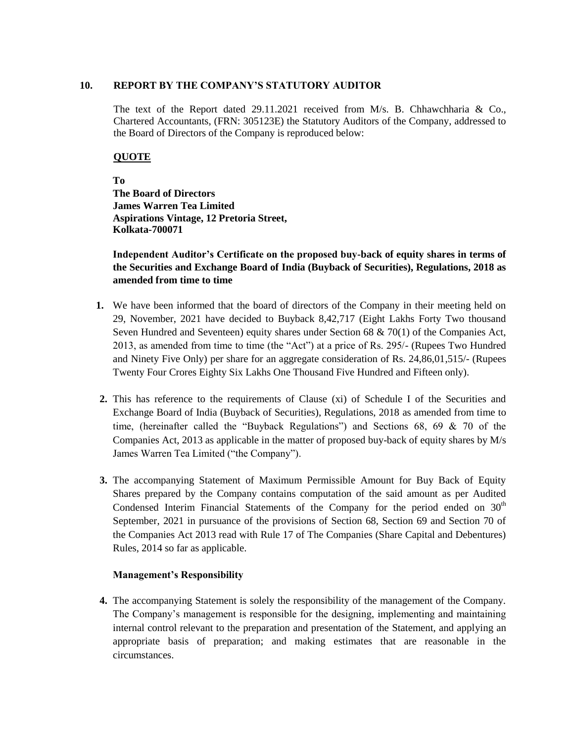## 10. REPORT BY THE COMPANY'S STATUTORY AUDITOR

The text of the Report dated 29.11.2021 received from M/s. B. Chhawchharia & Co., Chartered Accountants, (FRN: 305123E) the Statutory Auditors of the Company, addressed to the Board of Directors of the Company is reproduced below:

**QUOTE**

**To**
**The Board of Directors**
**James Warren Tea Limited**
**Aspirations Vintage, 12 Pretoria Street,**
**Kolkata-700071**

**Independent Auditor's Certificate on the proposed buy-back of equity shares in terms of the Securities and Exchange Board of India (Buyback of Securities), Regulations, 2018 as amended from time to time**

1. We have been informed that the board of directors of the Company in their meeting held on 29, November, 2021 have decided to Buyback 8,42,717 (Eight Lakhs Forty Two thousand Seven Hundred and Seventeen) equity shares under Section 68 & 70(1) of the Companies Act, 2013, as amended from time to time (the "Act") at a price of Rs. 295/- (Rupees Two Hundred and Ninety Five Only) per share for an aggregate consideration of Rs. 24,86,01,515/- (Rupees Twenty Four Crores Eighty Six Lakhs One Thousand Five Hundred and Fifteen only).

2. This has reference to the requirements of Clause (xi) of Schedule I of the Securities and Exchange Board of India (Buyback of Securities), Regulations, 2018 as amended from time to time, (hereinafter called the "Buyback Regulations") and Sections 68, 69 & 70 of the Companies Act, 2013 as applicable in the matter of proposed buy-back of equity shares by M/s James Warren Tea Limited ("the Company").

3. The accompanying Statement of Maximum Permissible Amount for Buy Back of Equity Shares prepared by the Company contains computation of the said amount as per Audited Condensed Interim Financial Statements of the Company for the period ended on 30th September, 2021 in pursuance of the provisions of Section 68, Section 69 and Section 70 of the Companies Act 2013 read with Rule 17 of The Companies (Share Capital and Debentures) Rules, 2014 so far as applicable.

**Management's Responsibility**

4. The accompanying Statement is solely the responsibility of the management of the Company. The Company's management is responsible for the designing, implementing and maintaining internal control relevant to the preparation and presentation of the Statement, and applying an appropriate basis of preparation; and making estimates that are reasonable in the circumstances.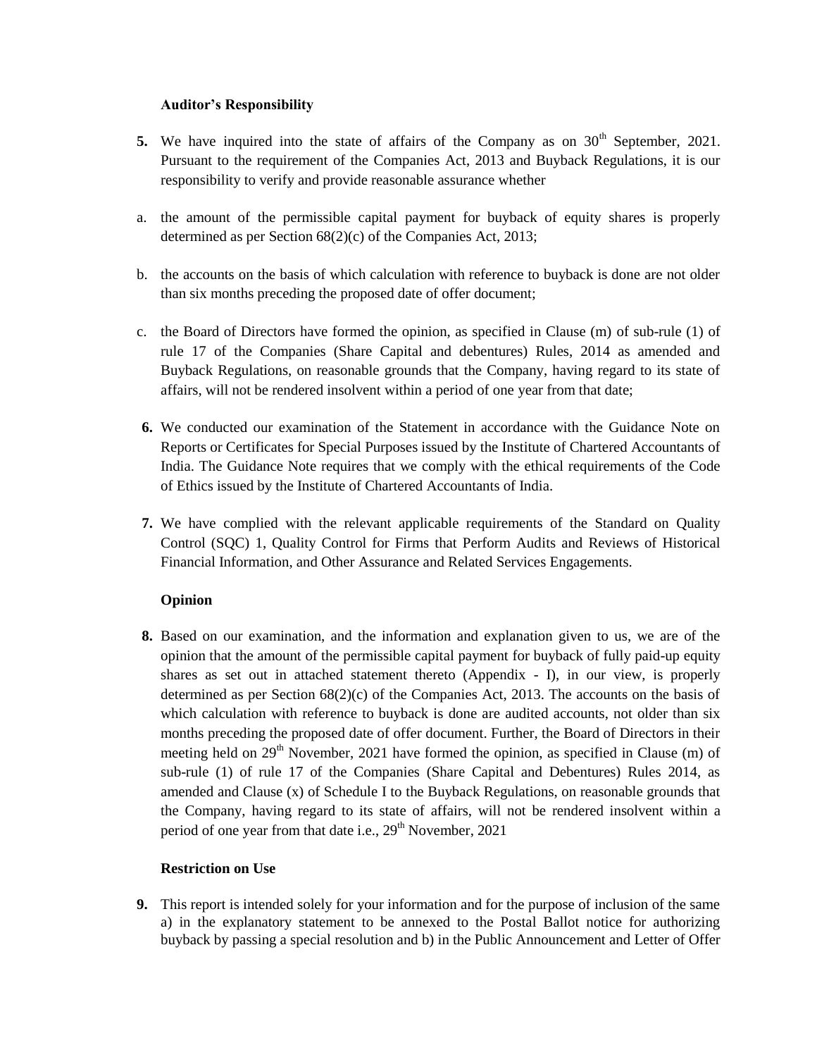**Auditor's Responsibility**

5. We have inquired into the state of affairs of the Company as on 30th September, 2021. Pursuant to the requirement of the Companies Act, 2013 and Buyback Regulations, it is our responsibility to verify and provide reasonable assurance whether

a. the amount of the permissible capital payment for buyback of equity shares is properly determined as per Section 68(2)(c) of the Companies Act, 2013;

b. the accounts on the basis of which calculation with reference to buyback is done are not older than six months preceding the proposed date of offer document;

c. the Board of Directors have formed the opinion, as specified in Clause (m) of sub-rule (1) of rule 17 of the Companies (Share Capital and debentures) Rules, 2014 as amended and Buyback Regulations, on reasonable grounds that the Company, having regard to its state of affairs, will not be rendered insolvent within a period of one year from that date;

6. We conducted our examination of the Statement in accordance with the Guidance Note on Reports or Certificates for Special Purposes issued by the Institute of Chartered Accountants of India. The Guidance Note requires that we comply with the ethical requirements of the Code of Ethics issued by the Institute of Chartered Accountants of India.

7. We have complied with the relevant applicable requirements of the Standard on Quality Control (SQC) 1, Quality Control for Firms that Perform Audits and Reviews of Historical Financial Information, and Other Assurance and Related Services Engagements.

**Opinion**

8. Based on our examination, and the information and explanation given to us, we are of the opinion that the amount of the permissible capital payment for buyback of fully paid-up equity shares as set out in attached statement thereto (Appendix - I), in our view, is properly determined as per Section 68(2)(c) of the Companies Act, 2013. The accounts on the basis of which calculation with reference to buyback is done are audited accounts, not older than six months preceding the proposed date of offer document. Further, the Board of Directors in their meeting held on 29th November, 2021 have formed the opinion, as specified in Clause (m) of sub-rule (1) of rule 17 of the Companies (Share Capital and Debentures) Rules 2014, as amended and Clause (x) of Schedule I to the Buyback Regulations, on reasonable grounds that the Company, having regard to its state of affairs, will not be rendered insolvent within a period of one year from that date i.e., 29th November, 2021

**Restriction on Use**

9. This report is intended solely for your information and for the purpose of inclusion of the same a) in the explanatory statement to be annexed to the Postal Ballot notice for authorizing buyback by passing a special resolution and b) in the Public Announcement and Letter of Offer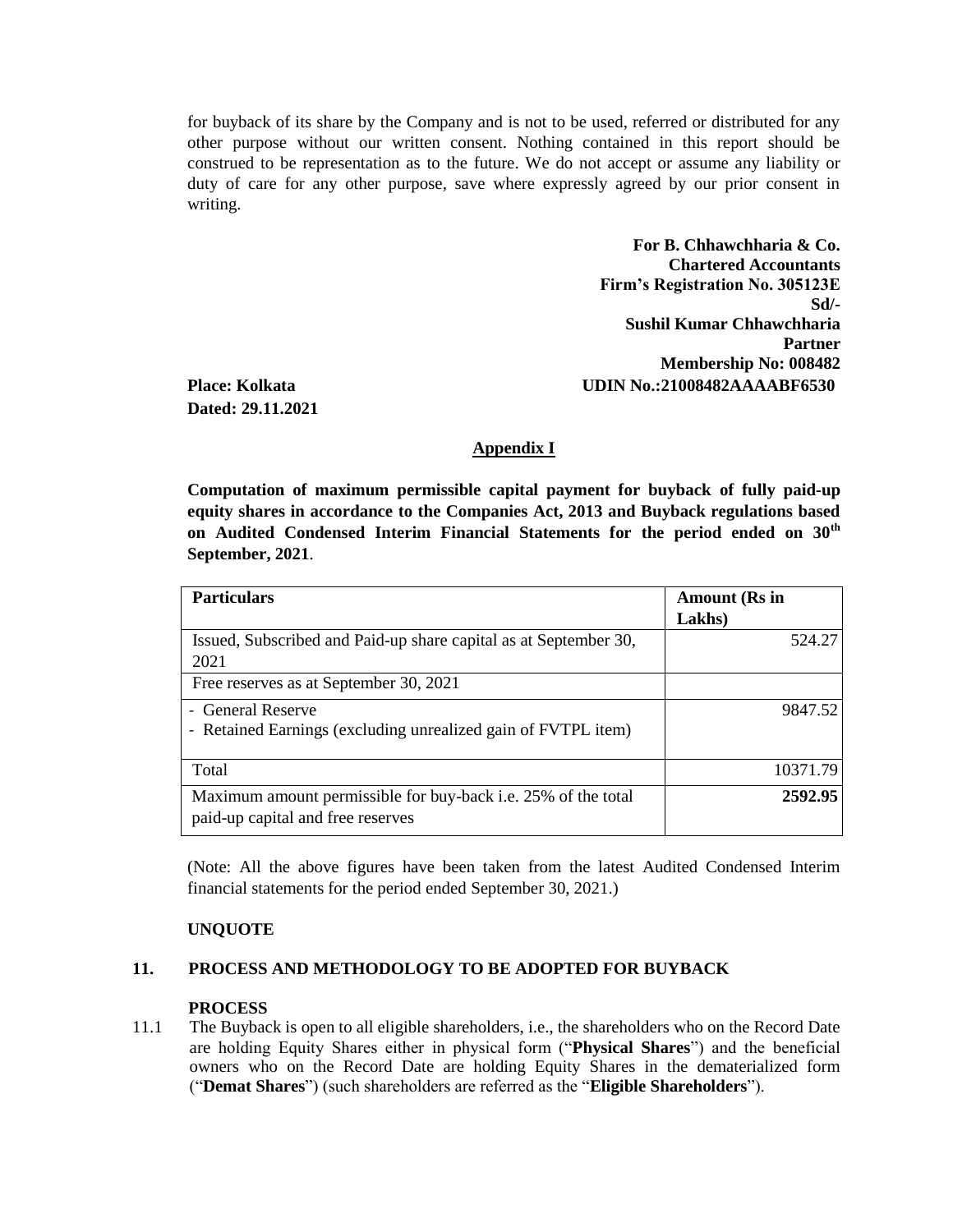for buyback of its share by the Company and is not to be used, referred or distributed for any other purpose without our written consent. Nothing contained in this report should be construed to be representation as to the future. We do not accept or assume any liability or duty of care for any other purpose, save where expressly agreed by our prior consent in writing.

**For B. Chhawchharia & Co.**
**Chartered Accountants**
**Firm's Registration No. 305123E**
**Sd/-**
**Sushil Kumar Chhawchharia**
**Partner**
**Membership No: 008482**
**UDIN No.:21008482AAAABF6530**

**Place: Kolkata**
**Dated: 29.11.2021**

## Appendix I

**Computation of maximum permissible capital payment for buyback of fully paid-up equity shares in accordance to the Companies Act, 2013 and Buyback regulations based on Audited Condensed Interim Financial Statements for the period ended on 30th September, 2021**.

| Particulars | Amount (Rs in Lakhs) |
|---|---|
| Issued, Subscribed and Paid-up share capital as at September 30, 2021 | 524.27 |
| Free reserves as at September 30, 2021 | |
| - General Reserve<br>- Retained Earnings (excluding unrealized gain of FVTPL item) | 9847.52 |
| Total | 10371.79 |
| Maximum amount permissible for buy-back i.e. 25% of the total paid-up capital and free reserves | **2592.95** |

(Note: All the above figures have been taken from the latest Audited Condensed Interim financial statements for the period ended September 30, 2021.)

**UNQUOTE**

## 11. PROCESS AND METHODOLOGY TO BE ADOPTED FOR BUYBACK

**PROCESS**

11.1 The Buyback is open to all eligible shareholders, i.e., the shareholders who on the Record Date are holding Equity Shares either in physical form ("**Physical Shares**") and the beneficial owners who on the Record Date are holding Equity Shares in the dematerialized form ("**Demat Shares**") (such shareholders are referred as the "**Eligible Shareholders**").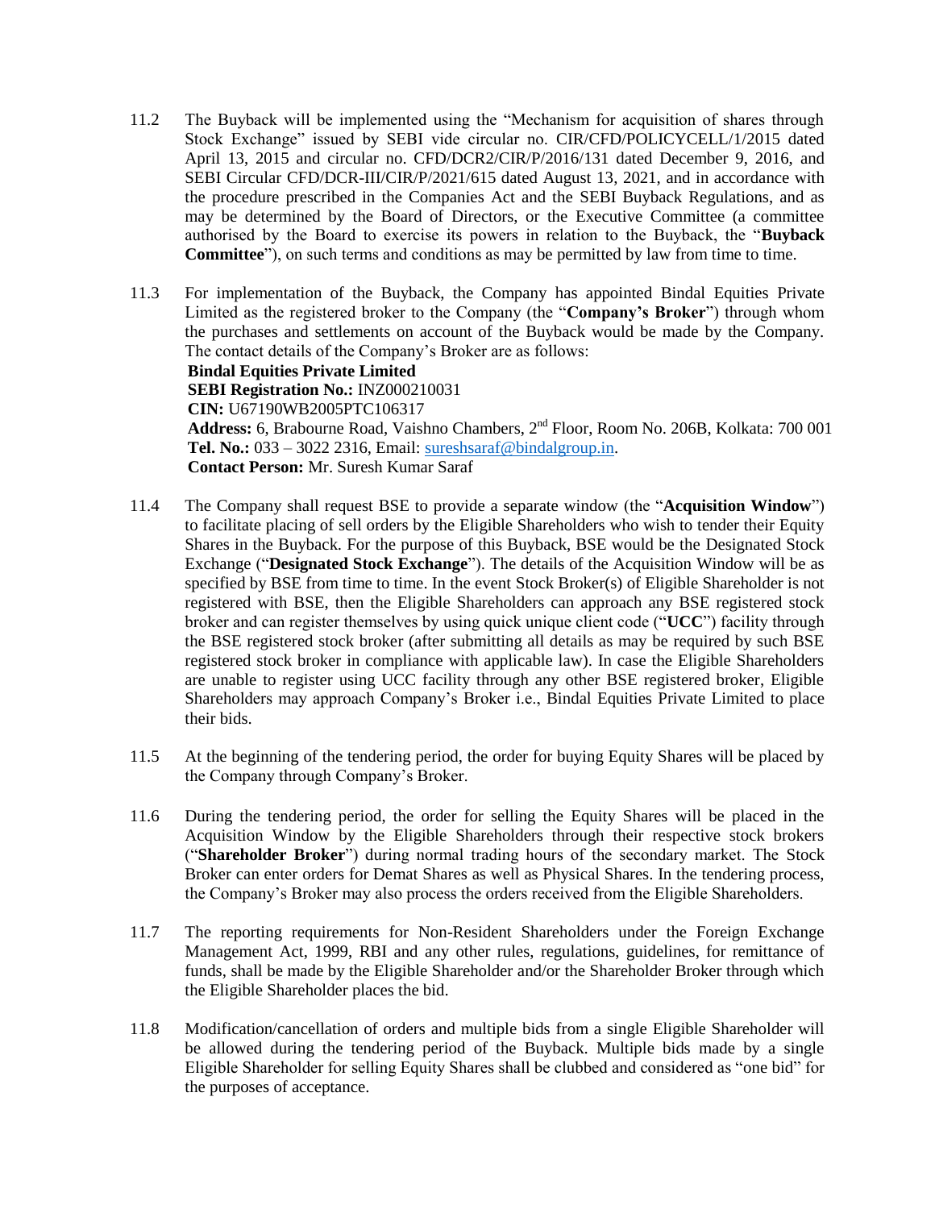11.2 The Buyback will be implemented using the "Mechanism for acquisition of shares through Stock Exchange" issued by SEBI vide circular no. CIR/CFD/POLICYCELL/1/2015 dated April 13, 2015 and circular no. CFD/DCR2/CIR/P/2016/131 dated December 9, 2016, and SEBI Circular CFD/DCR-III/CIR/P/2021/615 dated August 13, 2021, and in accordance with the procedure prescribed in the Companies Act and the SEBI Buyback Regulations, and as may be determined by the Board of Directors, or the Executive Committee (a committee authorised by the Board to exercise its powers in relation to the Buyback, the "**Buyback Committee**"), on such terms and conditions as may be permitted by law from time to time.

11.3 For implementation of the Buyback, the Company has appointed Bindal Equities Private Limited as the registered broker to the Company (the "**Company's Broker**") through whom the purchases and settlements on account of the Buyback would be made by the Company. The contact details of the Company's Broker are as follows:

**Bindal Equities Private Limited**
**SEBI Registration No.:** INZ000210031
**CIN:** U67190WB2005PTC106317
**Address:** 6, Brabourne Road, Vaishno Chambers, 2nd Floor, Room No. 206B, Kolkata: 700 001
**Tel. No.:** 033 – 3022 2316, Email: sureshsaraf@bindalgroup.in.
**Contact Person:** Mr. Suresh Kumar Saraf

11.4 The Company shall request BSE to provide a separate window (the "**Acquisition Window**") to facilitate placing of sell orders by the Eligible Shareholders who wish to tender their Equity Shares in the Buyback. For the purpose of this Buyback, BSE would be the Designated Stock Exchange ("**Designated Stock Exchange**"). The details of the Acquisition Window will be as specified by BSE from time to time. In the event Stock Broker(s) of Eligible Shareholder is not registered with BSE, then the Eligible Shareholders can approach any BSE registered stock broker and can register themselves by using quick unique client code ("**UCC**") facility through the BSE registered stock broker (after submitting all details as may be required by such BSE registered stock broker in compliance with applicable law). In case the Eligible Shareholders are unable to register using UCC facility through any other BSE registered broker, Eligible Shareholders may approach Company's Broker i.e., Bindal Equities Private Limited to place their bids.

11.5 At the beginning of the tendering period, the order for buying Equity Shares will be placed by the Company through Company's Broker.

11.6 During the tendering period, the order for selling the Equity Shares will be placed in the Acquisition Window by the Eligible Shareholders through their respective stock brokers ("**Shareholder Broker**") during normal trading hours of the secondary market. The Stock Broker can enter orders for Demat Shares as well as Physical Shares. In the tendering process, the Company's Broker may also process the orders received from the Eligible Shareholders.

11.7 The reporting requirements for Non-Resident Shareholders under the Foreign Exchange Management Act, 1999, RBI and any other rules, regulations, guidelines, for remittance of funds, shall be made by the Eligible Shareholder and/or the Shareholder Broker through which the Eligible Shareholder places the bid.

11.8 Modification/cancellation of orders and multiple bids from a single Eligible Shareholder will be allowed during the tendering period of the Buyback. Multiple bids made by a single Eligible Shareholder for selling Equity Shares shall be clubbed and considered as "one bid" for the purposes of acceptance.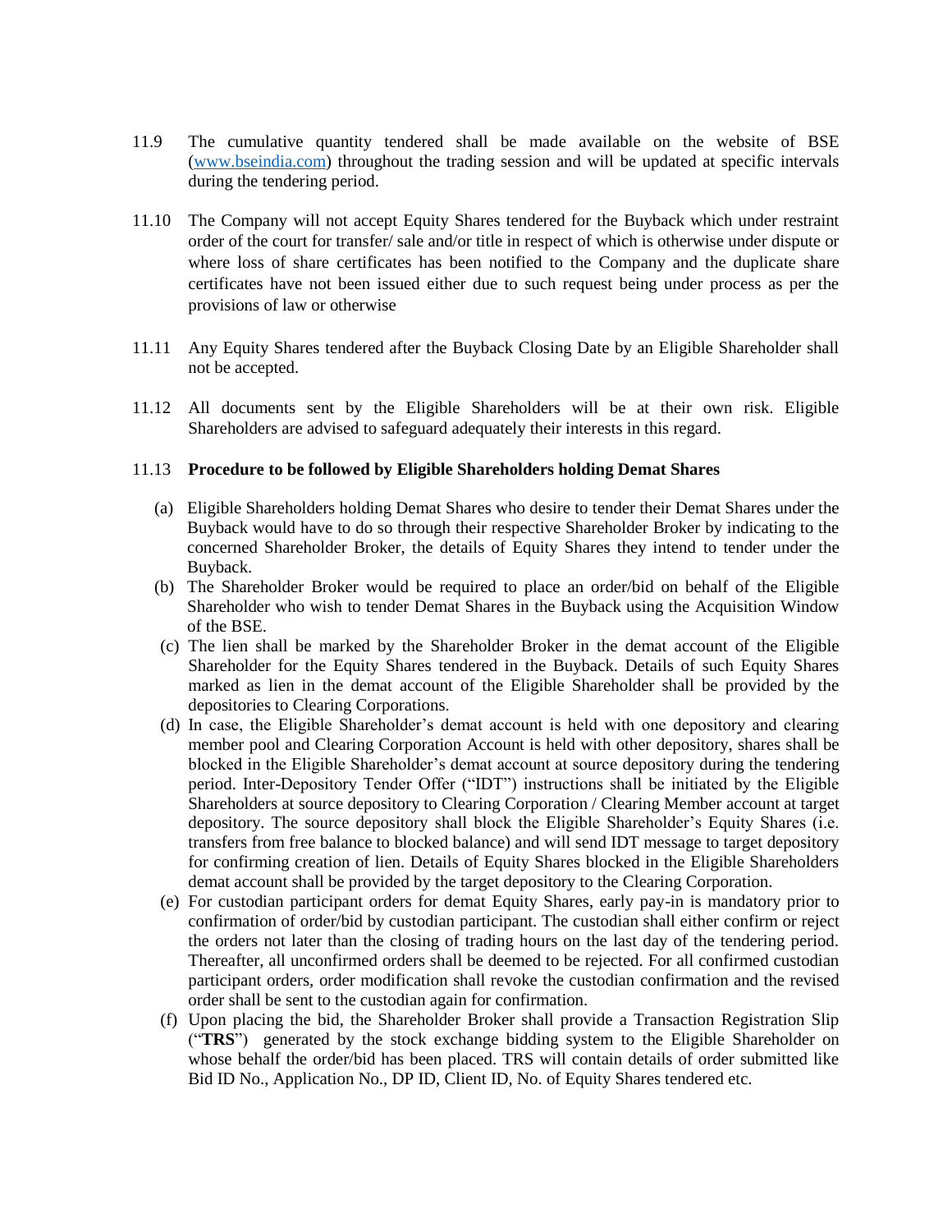11.9 The cumulative quantity tendered shall be made available on the website of BSE (www.bseindia.com) throughout the trading session and will be updated at specific intervals during the tendering period.

11.10 The Company will not accept Equity Shares tendered for the Buyback which under restraint order of the court for transfer/ sale and/or title in respect of which is otherwise under dispute or where loss of share certificates has been notified to the Company and the duplicate share certificates have not been issued either due to such request being under process as per the provisions of law or otherwise

11.11 Any Equity Shares tendered after the Buyback Closing Date by an Eligible Shareholder shall not be accepted.

11.12 All documents sent by the Eligible Shareholders will be at their own risk. Eligible Shareholders are advised to safeguard adequately their interests in this regard.

11.13 **Procedure to be followed by Eligible Shareholders holding Demat Shares**

(a) Eligible Shareholders holding Demat Shares who desire to tender their Demat Shares under the Buyback would have to do so through their respective Shareholder Broker by indicating to the concerned Shareholder Broker, the details of Equity Shares they intend to tender under the Buyback.

(b) The Shareholder Broker would be required to place an order/bid on behalf of the Eligible Shareholder who wish to tender Demat Shares in the Buyback using the Acquisition Window of the BSE.

(c) The lien shall be marked by the Shareholder Broker in the demat account of the Eligible Shareholder for the Equity Shares tendered in the Buyback. Details of such Equity Shares marked as lien in the demat account of the Eligible Shareholder shall be provided by the depositories to Clearing Corporations.

(d) In case, the Eligible Shareholder's demat account is held with one depository and clearing member pool and Clearing Corporation Account is held with other depository, shares shall be blocked in the Eligible Shareholder's demat account at source depository during the tendering period. Inter-Depository Tender Offer ("IDT") instructions shall be initiated by the Eligible Shareholders at source depository to Clearing Corporation / Clearing Member account at target depository. The source depository shall block the Eligible Shareholder's Equity Shares (i.e. transfers from free balance to blocked balance) and will send IDT message to target depository for confirming creation of lien. Details of Equity Shares blocked in the Eligible Shareholders demat account shall be provided by the target depository to the Clearing Corporation.

(e) For custodian participant orders for demat Equity Shares, early pay-in is mandatory prior to confirmation of order/bid by custodian participant. The custodian shall either confirm or reject the orders not later than the closing of trading hours on the last day of the tendering period. Thereafter, all unconfirmed orders shall be deemed to be rejected. For all confirmed custodian participant orders, order modification shall revoke the custodian confirmation and the revised order shall be sent to the custodian again for confirmation.

(f) Upon placing the bid, the Shareholder Broker shall provide a Transaction Registration Slip ("**TRS**") generated by the stock exchange bidding system to the Eligible Shareholder on whose behalf the order/bid has been placed. TRS will contain details of order submitted like Bid ID No., Application No., DP ID, Client ID, No. of Equity Shares tendered etc.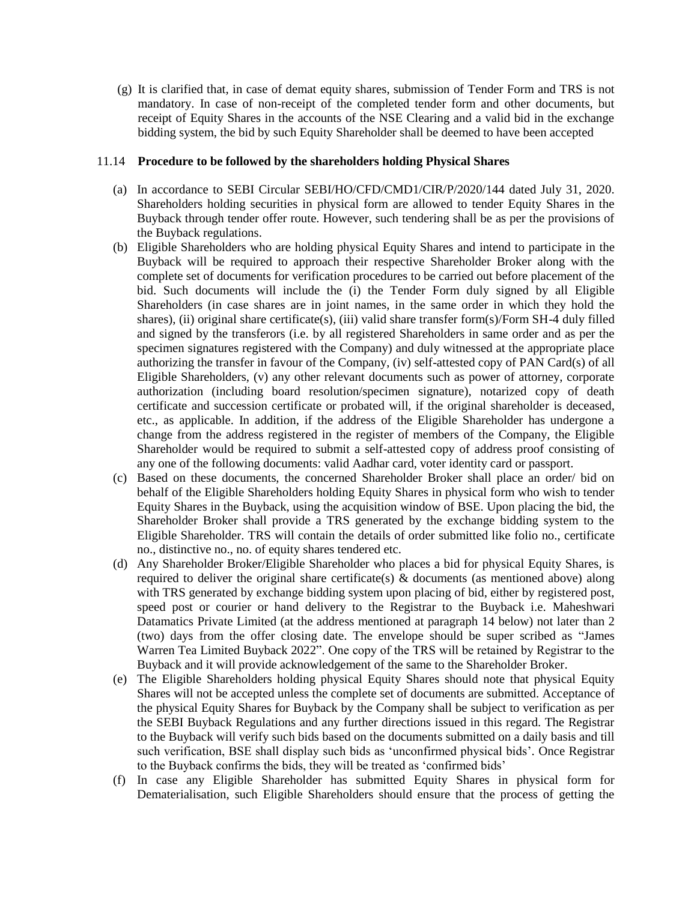(g) It is clarified that, in case of demat equity shares, submission of Tender Form and TRS is not mandatory. In case of non-receipt of the completed tender form and other documents, but receipt of Equity Shares in the accounts of the NSE Clearing and a valid bid in the exchange bidding system, the bid by such Equity Shareholder shall be deemed to have been accepted

11.14 **Procedure to be followed by the shareholders holding Physical Shares**

(a) In accordance to SEBI Circular SEBI/HO/CFD/CMD1/CIR/P/2020/144 dated July 31, 2020. Shareholders holding securities in physical form are allowed to tender Equity Shares in the Buyback through tender offer route. However, such tendering shall be as per the provisions of the Buyback regulations.

(b) Eligible Shareholders who are holding physical Equity Shares and intend to participate in the Buyback will be required to approach their respective Shareholder Broker along with the complete set of documents for verification procedures to be carried out before placement of the bid. Such documents will include the (i) the Tender Form duly signed by all Eligible Shareholders (in case shares are in joint names, in the same order in which they hold the shares), (ii) original share certificate(s), (iii) valid share transfer form(s)/Form SH-4 duly filled and signed by the transferors (i.e. by all registered Shareholders in same order and as per the specimen signatures registered with the Company) and duly witnessed at the appropriate place authorizing the transfer in favour of the Company, (iv) self-attested copy of PAN Card(s) of all Eligible Shareholders, (v) any other relevant documents such as power of attorney, corporate authorization (including board resolution/specimen signature), notarized copy of death certificate and succession certificate or probated will, if the original shareholder is deceased, etc., as applicable. In addition, if the address of the Eligible Shareholder has undergone a change from the address registered in the register of members of the Company, the Eligible Shareholder would be required to submit a self-attested copy of address proof consisting of any one of the following documents: valid Aadhar card, voter identity card or passport.

(c) Based on these documents, the concerned Shareholder Broker shall place an order/ bid on behalf of the Eligible Shareholders holding Equity Shares in physical form who wish to tender Equity Shares in the Buyback, using the acquisition window of BSE. Upon placing the bid, the Shareholder Broker shall provide a TRS generated by the exchange bidding system to the Eligible Shareholder. TRS will contain the details of order submitted like folio no., certificate no., distinctive no., no. of equity shares tendered etc.

(d) Any Shareholder Broker/Eligible Shareholder who places a bid for physical Equity Shares, is required to deliver the original share certificate(s) & documents (as mentioned above) along with TRS generated by exchange bidding system upon placing of bid, either by registered post, speed post or courier or hand delivery to the Registrar to the Buyback i.e. Maheshwari Datamatics Private Limited (at the address mentioned at paragraph 14 below) not later than 2 (two) days from the offer closing date. The envelope should be super scribed as "James Warren Tea Limited Buyback 2022". One copy of the TRS will be retained by Registrar to the Buyback and it will provide acknowledgement of the same to the Shareholder Broker.

(e) The Eligible Shareholders holding physical Equity Shares should note that physical Equity Shares will not be accepted unless the complete set of documents are submitted. Acceptance of the physical Equity Shares for Buyback by the Company shall be subject to verification as per the SEBI Buyback Regulations and any further directions issued in this regard. The Registrar to the Buyback will verify such bids based on the documents submitted on a daily basis and till such verification, BSE shall display such bids as 'unconfirmed physical bids'. Once Registrar to the Buyback confirms the bids, they will be treated as 'confirmed bids'

(f) In case any Eligible Shareholder has submitted Equity Shares in physical form for Dematerialisation, such Eligible Shareholders should ensure that the process of getting the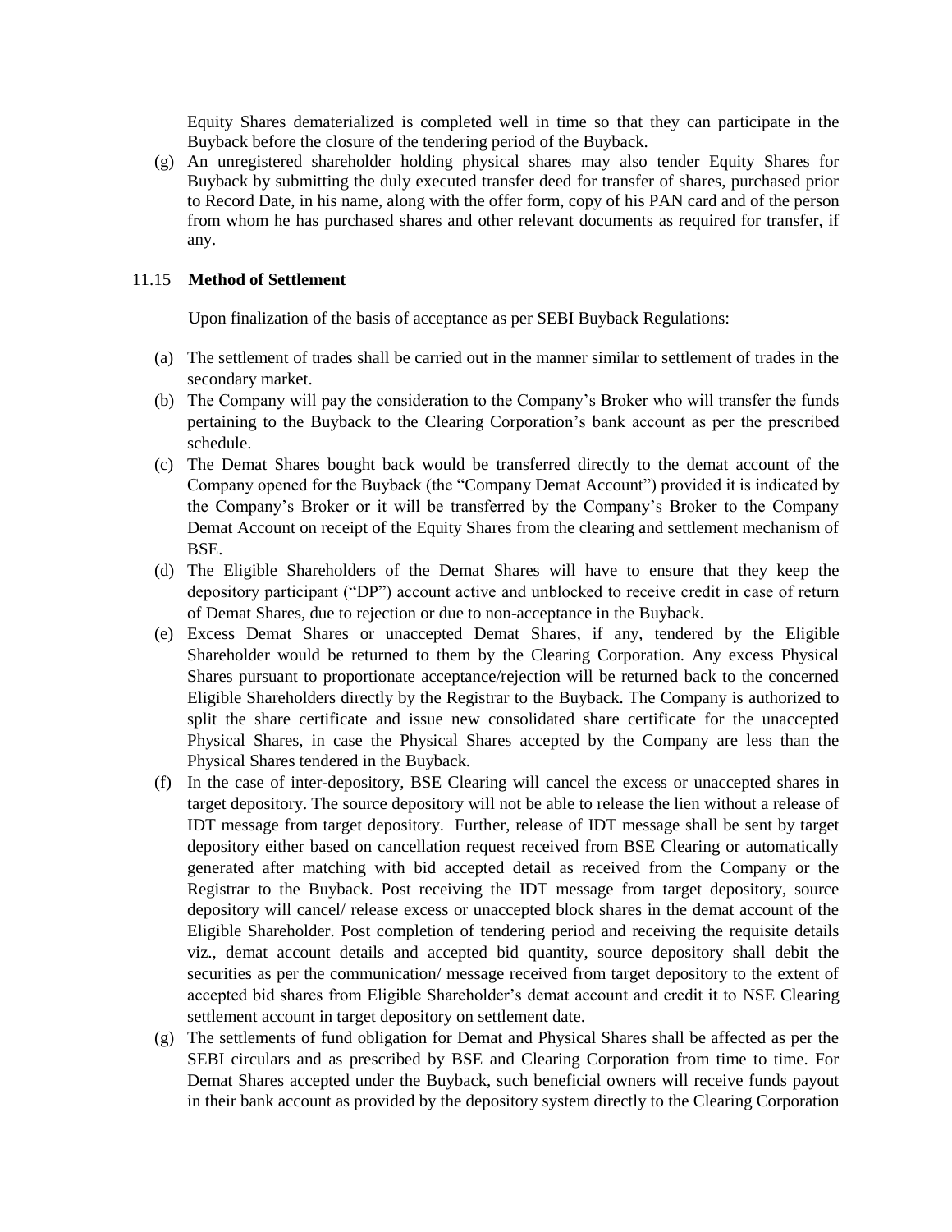Equity Shares dematerialized is completed well in time so that they can participate in the Buyback before the closure of the tendering period of the Buyback.

(g) An unregistered shareholder holding physical shares may also tender Equity Shares for Buyback by submitting the duly executed transfer deed for transfer of shares, purchased prior to Record Date, in his name, along with the offer form, copy of his PAN card and of the person from whom he has purchased shares and other relevant documents as required for transfer, if any.

### 11.15 Method of Settlement

Upon finalization of the basis of acceptance as per SEBI Buyback Regulations:

(a) The settlement of trades shall be carried out in the manner similar to settlement of trades in the secondary market.

(b) The Company will pay the consideration to the Company's Broker who will transfer the funds pertaining to the Buyback to the Clearing Corporation's bank account as per the prescribed schedule.

(c) The Demat Shares bought back would be transferred directly to the demat account of the Company opened for the Buyback (the "Company Demat Account") provided it is indicated by the Company's Broker or it will be transferred by the Company's Broker to the Company Demat Account on receipt of the Equity Shares from the clearing and settlement mechanism of BSE.

(d) The Eligible Shareholders of the Demat Shares will have to ensure that they keep the depository participant ("DP") account active and unblocked to receive credit in case of return of Demat Shares, due to rejection or due to non-acceptance in the Buyback.

(e) Excess Demat Shares or unaccepted Demat Shares, if any, tendered by the Eligible Shareholder would be returned to them by the Clearing Corporation. Any excess Physical Shares pursuant to proportionate acceptance/rejection will be returned back to the concerned Eligible Shareholders directly by the Registrar to the Buyback. The Company is authorized to split the share certificate and issue new consolidated share certificate for the unaccepted Physical Shares, in case the Physical Shares accepted by the Company are less than the Physical Shares tendered in the Buyback.

(f) In the case of inter-depository, BSE Clearing will cancel the excess or unaccepted shares in target depository. The source depository will not be able to release the lien without a release of IDT message from target depository. Further, release of IDT message shall be sent by target depository either based on cancellation request received from BSE Clearing or automatically generated after matching with bid accepted detail as received from the Company or the Registrar to the Buyback. Post receiving the IDT message from target depository, source depository will cancel/ release excess or unaccepted block shares in the demat account of the Eligible Shareholder. Post completion of tendering period and receiving the requisite details viz., demat account details and accepted bid quantity, source depository shall debit the securities as per the communication/ message received from target depository to the extent of accepted bid shares from Eligible Shareholder's demat account and credit it to NSE Clearing settlement account in target depository on settlement date.

(g) The settlements of fund obligation for Demat and Physical Shares shall be affected as per the SEBI circulars and as prescribed by BSE and Clearing Corporation from time to time. For Demat Shares accepted under the Buyback, such beneficial owners will receive funds payout in their bank account as provided by the depository system directly to the Clearing Corporation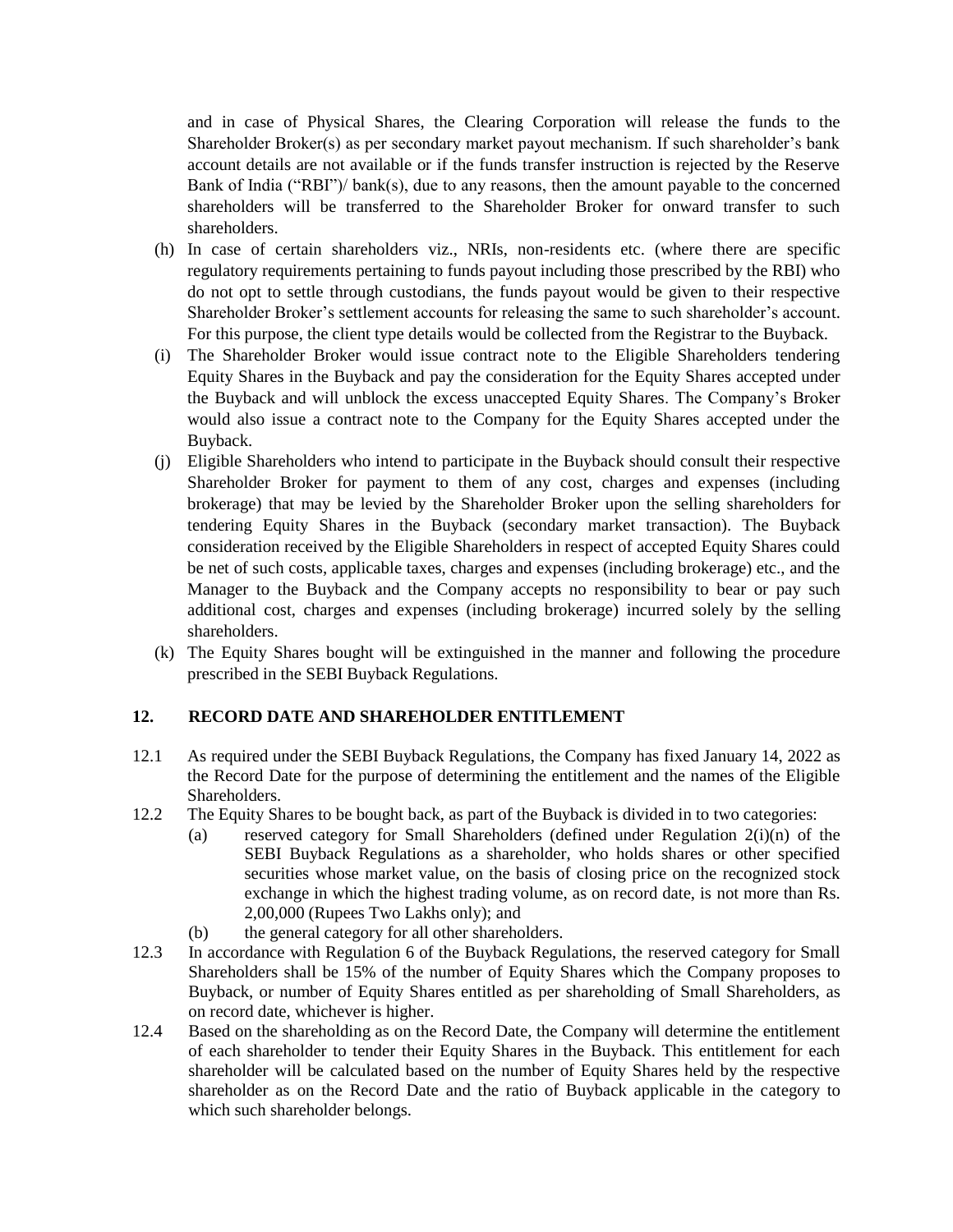and in case of Physical Shares, the Clearing Corporation will release the funds to the Shareholder Broker(s) as per secondary market payout mechanism. If such shareholder's bank account details are not available or if the funds transfer instruction is rejected by the Reserve Bank of India ("RBI")/ bank(s), due to any reasons, then the amount payable to the concerned shareholders will be transferred to the Shareholder Broker for onward transfer to such shareholders.

(h) In case of certain shareholders viz., NRIs, non-residents etc. (where there are specific regulatory requirements pertaining to funds payout including those prescribed by the RBI) who do not opt to settle through custodians, the funds payout would be given to their respective Shareholder Broker's settlement accounts for releasing the same to such shareholder's account. For this purpose, the client type details would be collected from the Registrar to the Buyback.

(i) The Shareholder Broker would issue contract note to the Eligible Shareholders tendering Equity Shares in the Buyback and pay the consideration for the Equity Shares accepted under the Buyback and will unblock the excess unaccepted Equity Shares. The Company's Broker would also issue a contract note to the Company for the Equity Shares accepted under the Buyback.

(j) Eligible Shareholders who intend to participate in the Buyback should consult their respective Shareholder Broker for payment to them of any cost, charges and expenses (including brokerage) that may be levied by the Shareholder Broker upon the selling shareholders for tendering Equity Shares in the Buyback (secondary market transaction). The Buyback consideration received by the Eligible Shareholders in respect of accepted Equity Shares could be net of such costs, applicable taxes, charges and expenses (including brokerage) etc., and the Manager to the Buyback and the Company accepts no responsibility to bear or pay such additional cost, charges and expenses (including brokerage) incurred solely by the selling shareholders.

(k) The Equity Shares bought will be extinguished in the manner and following the procedure prescribed in the SEBI Buyback Regulations.

## 12. RECORD DATE AND SHAREHOLDER ENTITLEMENT

12.1 As required under the SEBI Buyback Regulations, the Company has fixed January 14, 2022 as the Record Date for the purpose of determining the entitlement and the names of the Eligible Shareholders.

12.2 The Equity Shares to be bought back, as part of the Buyback is divided in to two categories:

(a) reserved category for Small Shareholders (defined under Regulation 2(i)(n) of the SEBI Buyback Regulations as a shareholder, who holds shares or other specified securities whose market value, on the basis of closing price on the recognized stock exchange in which the highest trading volume, as on record date, is not more than Rs. 2,00,000 (Rupees Two Lakhs only); and

(b) the general category for all other shareholders.

12.3 In accordance with Regulation 6 of the Buyback Regulations, the reserved category for Small Shareholders shall be 15% of the number of Equity Shares which the Company proposes to Buyback, or number of Equity Shares entitled as per shareholding of Small Shareholders, as on record date, whichever is higher.

12.4 Based on the shareholding as on the Record Date, the Company will determine the entitlement of each shareholder to tender their Equity Shares in the Buyback. This entitlement for each shareholder will be calculated based on the number of Equity Shares held by the respective shareholder as on the Record Date and the ratio of Buyback applicable in the category to which such shareholder belongs.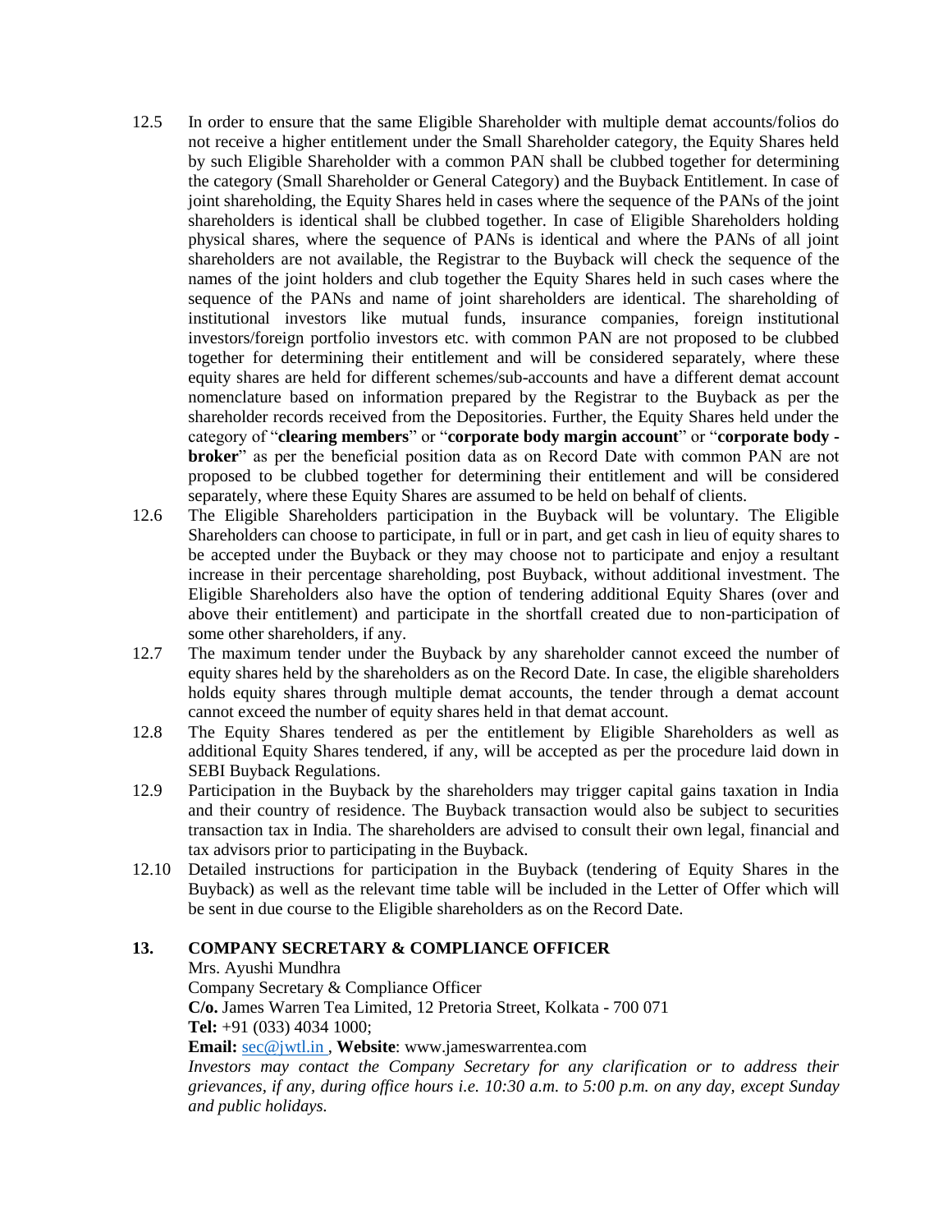12.5 In order to ensure that the same Eligible Shareholder with multiple demat accounts/folios do not receive a higher entitlement under the Small Shareholder category, the Equity Shares held by such Eligible Shareholder with a common PAN shall be clubbed together for determining the category (Small Shareholder or General Category) and the Buyback Entitlement. In case of joint shareholding, the Equity Shares held in cases where the sequence of the PANs of the joint shareholders is identical shall be clubbed together. In case of Eligible Shareholders holding physical shares, where the sequence of PANs is identical and where the PANs of all joint shareholders are not available, the Registrar to the Buyback will check the sequence of the names of the joint holders and club together the Equity Shares held in such cases where the sequence of the PANs and name of joint shareholders are identical. The shareholding of institutional investors like mutual funds, insurance companies, foreign institutional investors/foreign portfolio investors etc. with common PAN are not proposed to be clubbed together for determining their entitlement and will be considered separately, where these equity shares are held for different schemes/sub-accounts and have a different demat account nomenclature based on information prepared by the Registrar to the Buyback as per the shareholder records received from the Depositories. Further, the Equity Shares held under the category of "**clearing members**" or "**corporate body margin account**" or "**corporate body - broker**" as per the beneficial position data as on Record Date with common PAN are not proposed to be clubbed together for determining their entitlement and will be considered separately, where these Equity Shares are assumed to be held on behalf of clients.

12.6 The Eligible Shareholders participation in the Buyback will be voluntary. The Eligible Shareholders can choose to participate, in full or in part, and get cash in lieu of equity shares to be accepted under the Buyback or they may choose not to participate and enjoy a resultant increase in their percentage shareholding, post Buyback, without additional investment. The Eligible Shareholders also have the option of tendering additional Equity Shares (over and above their entitlement) and participate in the shortfall created due to non-participation of some other shareholders, if any.

12.7 The maximum tender under the Buyback by any shareholder cannot exceed the number of equity shares held by the shareholders as on the Record Date. In case, the eligible shareholders holds equity shares through multiple demat accounts, the tender through a demat account cannot exceed the number of equity shares held in that demat account.

12.8 The Equity Shares tendered as per the entitlement by Eligible Shareholders as well as additional Equity Shares tendered, if any, will be accepted as per the procedure laid down in SEBI Buyback Regulations.

12.9 Participation in the Buyback by the shareholders may trigger capital gains taxation in India and their country of residence. The Buyback transaction would also be subject to securities transaction tax in India. The shareholders are advised to consult their own legal, financial and tax advisors prior to participating in the Buyback.

12.10 Detailed instructions for participation in the Buyback (tendering of Equity Shares in the Buyback) as well as the relevant time table will be included in the Letter of Offer which will be sent in due course to the Eligible shareholders as on the Record Date.

## 13. COMPANY SECRETARY & COMPLIANCE OFFICER

Mrs. Ayushi Mundhra
Company Secretary & Compliance Officer
**C/o.** James Warren Tea Limited, 12 Pretoria Street, Kolkata - 700 071
**Tel:** +91 (033) 4034 1000;
**Email:** sec@jwtl.in , **Website**: www.jameswarrentea.com

*Investors may contact the Company Secretary for any clarification or to address their grievances, if any, during office hours i.e. 10:30 a.m. to 5:00 p.m. on any day, except Sunday and public holidays.*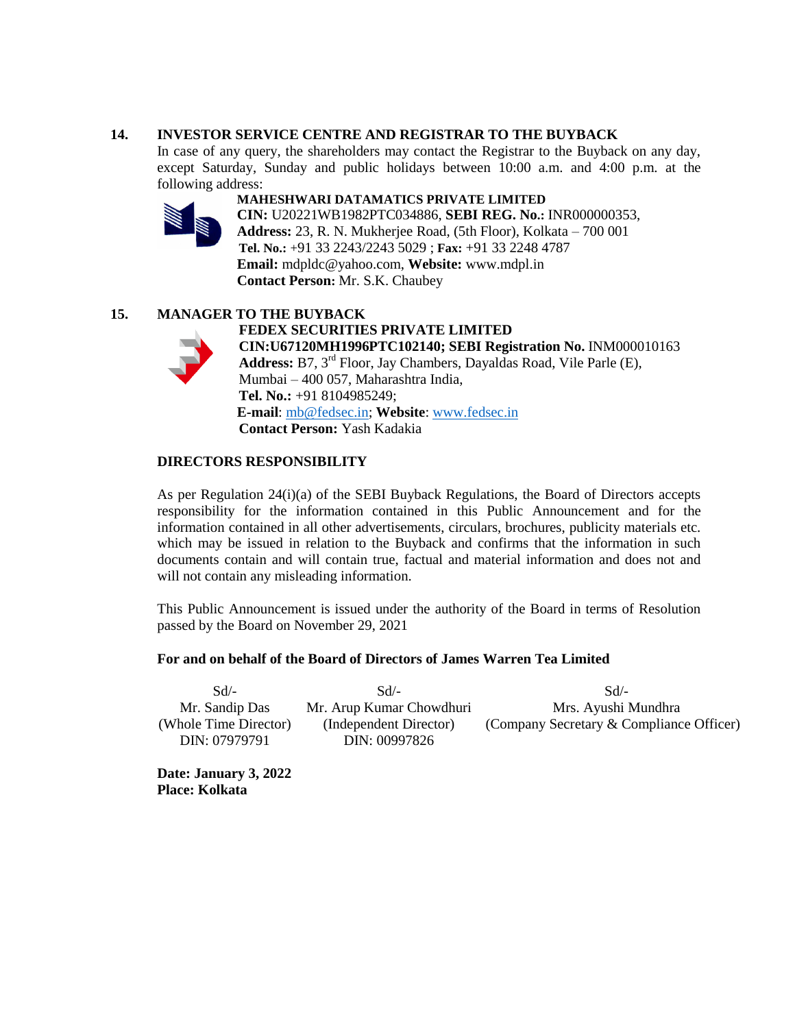## 14. INVESTOR SERVICE CENTRE AND REGISTRAR TO THE BUYBACK

In case of any query, the shareholders may contact the Registrar to the Buyback on any day, except Saturday, Sunday and public holidays between 10:00 a.m. and 4:00 p.m. at the following address:

**MAHESHWARI DATAMATICS PRIVATE LIMITED**
**CIN:** U20221WB1982PTC034886, **SEBI REG. No.:** INR000000353,
**Address:** 23, R. N. Mukherjee Road, (5th Floor), Kolkata – 700 001
**Tel. No.:** +91 33 2243/2243 5029 ; **Fax:** +91 33 2248 4787
**Email:** mdpldc@yahoo.com, **Website:** www.mdpl.in
**Contact Person:** Mr. S.K. Chaubey

## 15. MANAGER TO THE BUYBACK

**FEDEX SECURITIES PRIVATE LIMITED**
**CIN:U67120MH1996PTC102140; SEBI Registration No.** INM000010163
**Address:** B7, 3rd Floor, Jay Chambers, Dayaldas Road, Vile Parle (E), Mumbai – 400 057, Maharashtra India,
**Tel. No.:** +91 8104985249;
**E-mail**: mb@fedsec.in; **Website**: www.fedsec.in
**Contact Person:** Yash Kadakia

### DIRECTORS RESPONSIBILITY

As per Regulation 24(i)(a) of the SEBI Buyback Regulations, the Board of Directors accepts responsibility for the information contained in this Public Announcement and for the information contained in all other advertisements, circulars, brochures, publicity materials etc. which may be issued in relation to the Buyback and confirms that the information in such documents contain and will contain true, factual and material information and does not and will not contain any misleading information.

This Public Announcement is issued under the authority of the Board in terms of Resolution passed by the Board on November 29, 2021

**For and on behalf of the Board of Directors of James Warren Tea Limited**

| | | |
|---|---|---|
| Sd/- | Sd/- | Sd/- |
| Mr. Sandip Das | Mr. Arup Kumar Chowdhuri | Mrs. Ayushi Mundhra |
| (Whole Time Director) | (Independent Director) | (Company Secretary & Compliance Officer) |
| DIN: 07979791 | DIN: 00997826 | |

**Date: January 3, 2022**
**Place: Kolkata**